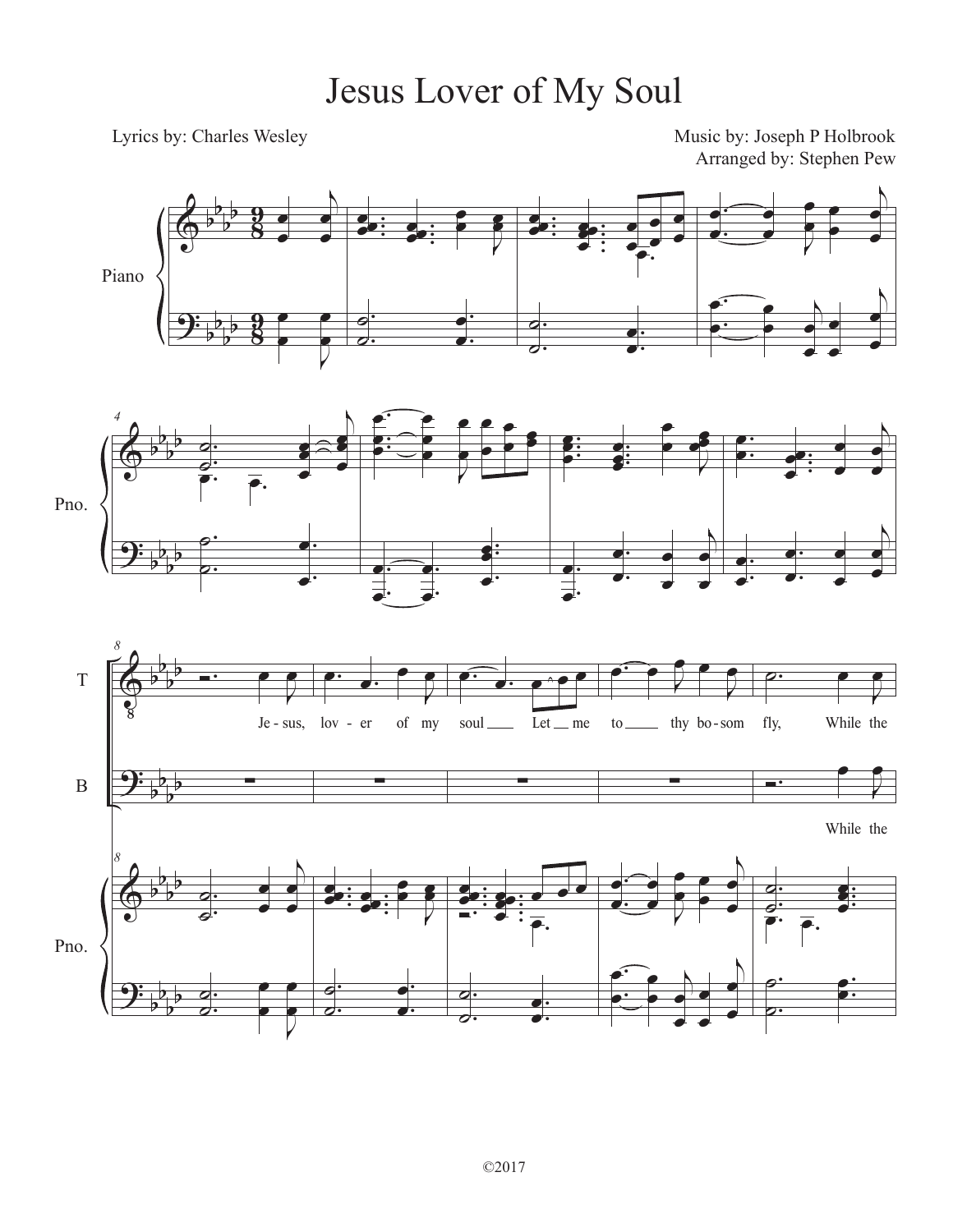# Jesus Lover of My Soul

Lyrics by: Charles Wesley

Music by: Joseph P Holbrook

Arranged by: Stephen Pew

©2017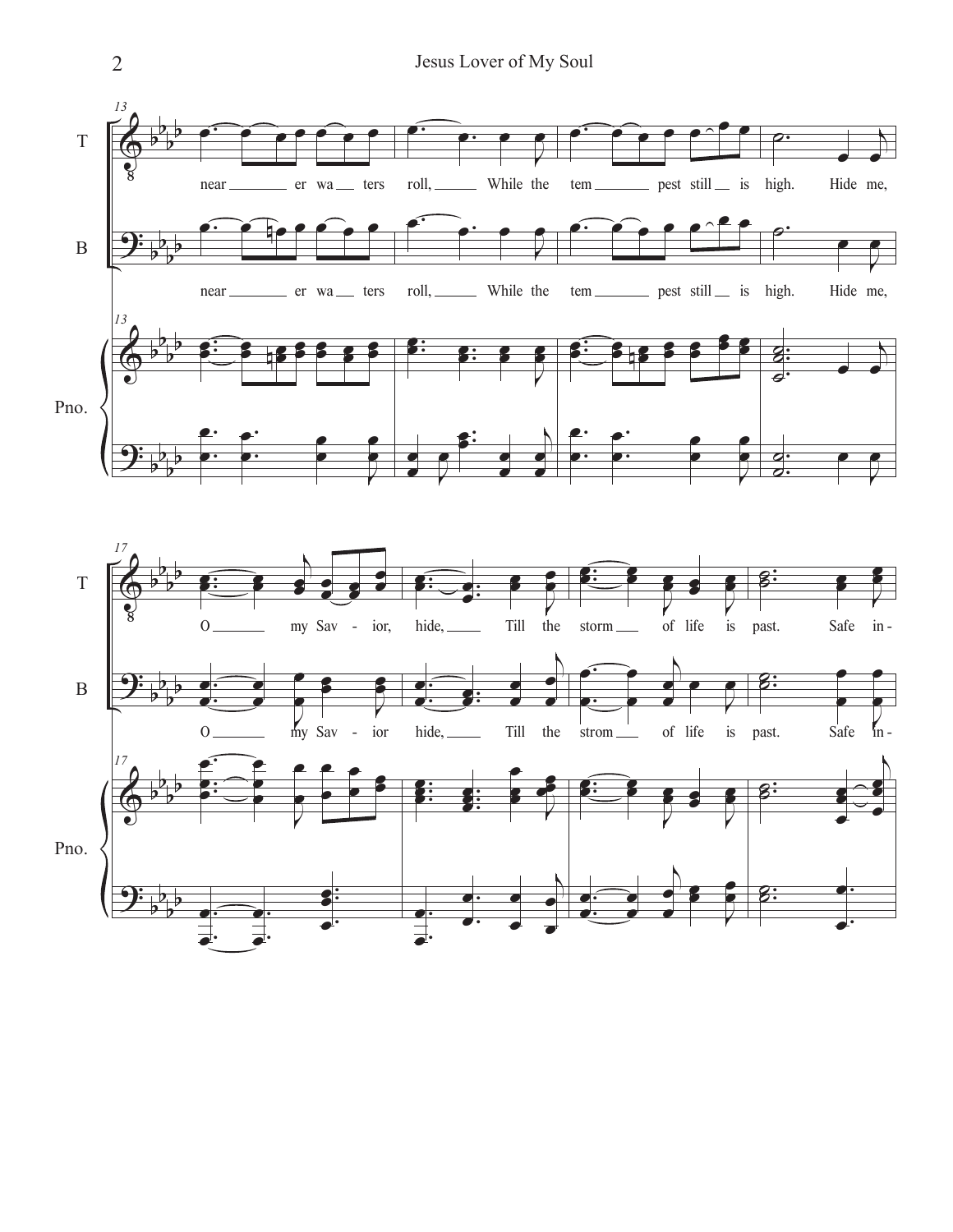T

near ___ er wa ___ ters roll, ___ While the tem ___ pest still ___ is high. Hide me,

B

near ___ er wa ___ ters roll, ___ While the tem ___ pest still ___ is high. Hide me,

Pno.

T

O ___ my Sav - ior, hide, ___ Till the storm ___ of life is past. Safe in -

B

O ___ my Sav - ior hide, ___ Till the strom ___ of life is past. Safe in -

Pno.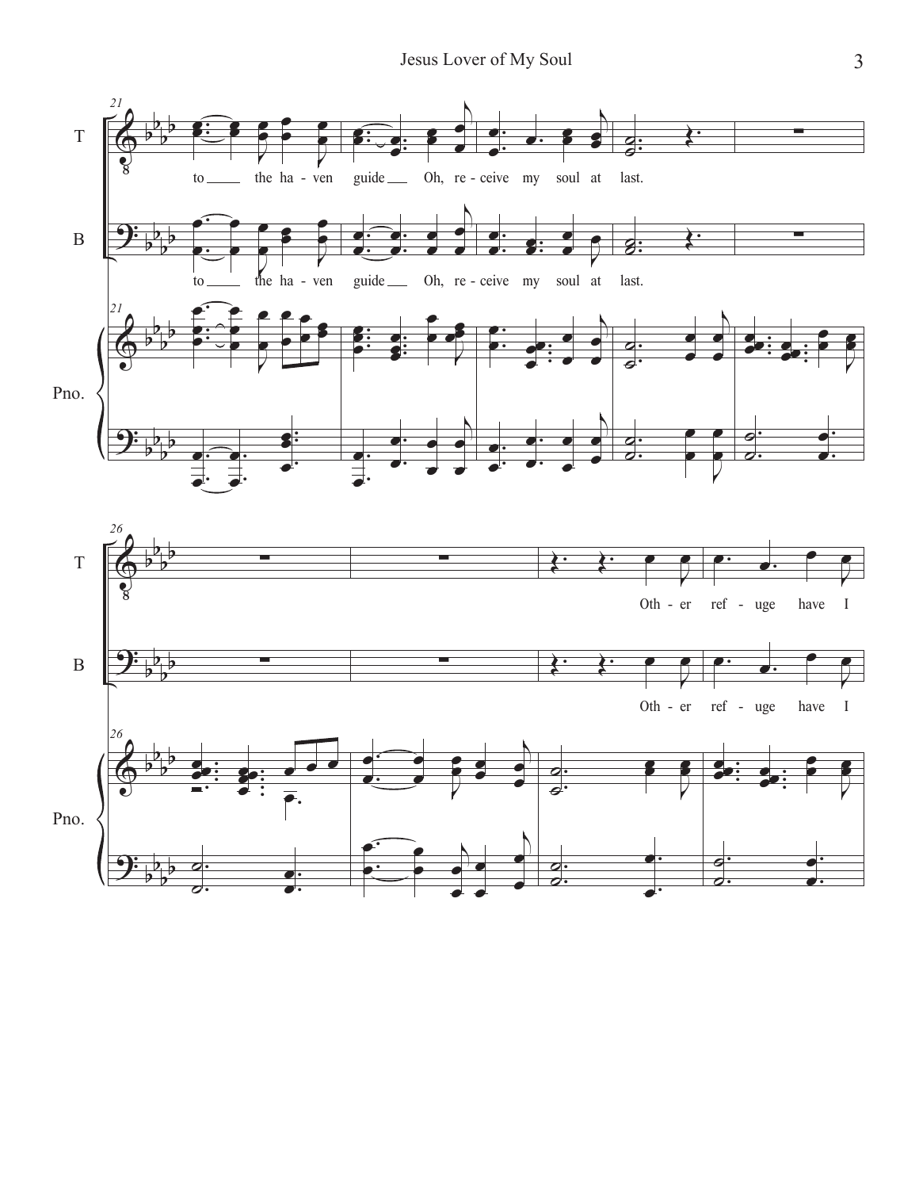to the ha - ven guide Oh, re - ceive my soul at last.

Oth - er ref - uge have I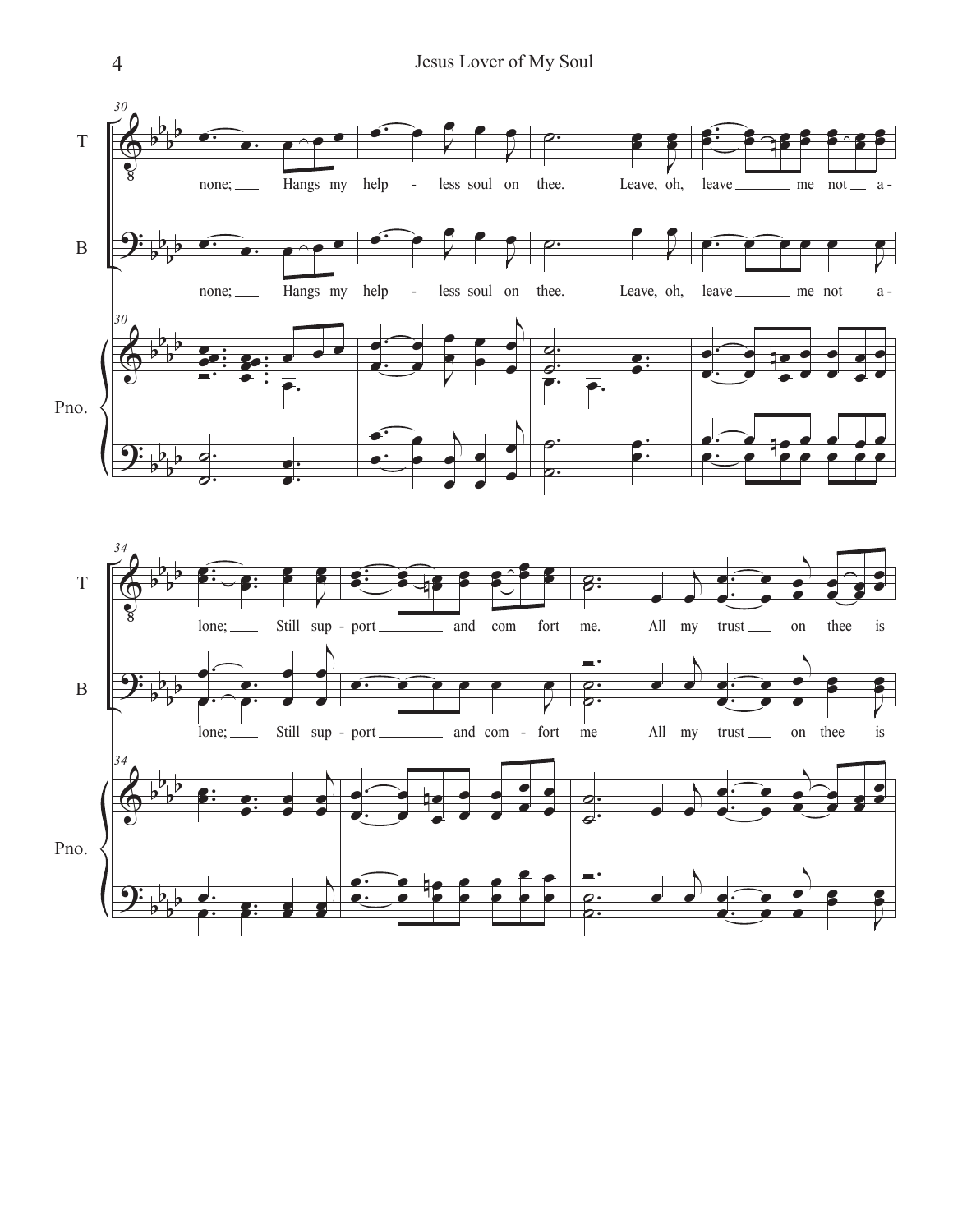30

T: none; Hangs my help - less soul on thee. Leave, oh, leave me not a -

B: none; Hangs my help - less soul on thee. Leave, oh, leave me not a -

Pno.

34

T: lone; Still sup - port and com fort me. All my trust on thee is

B: lone; Still sup - port and com - fort me All my trust on thee is

Pno.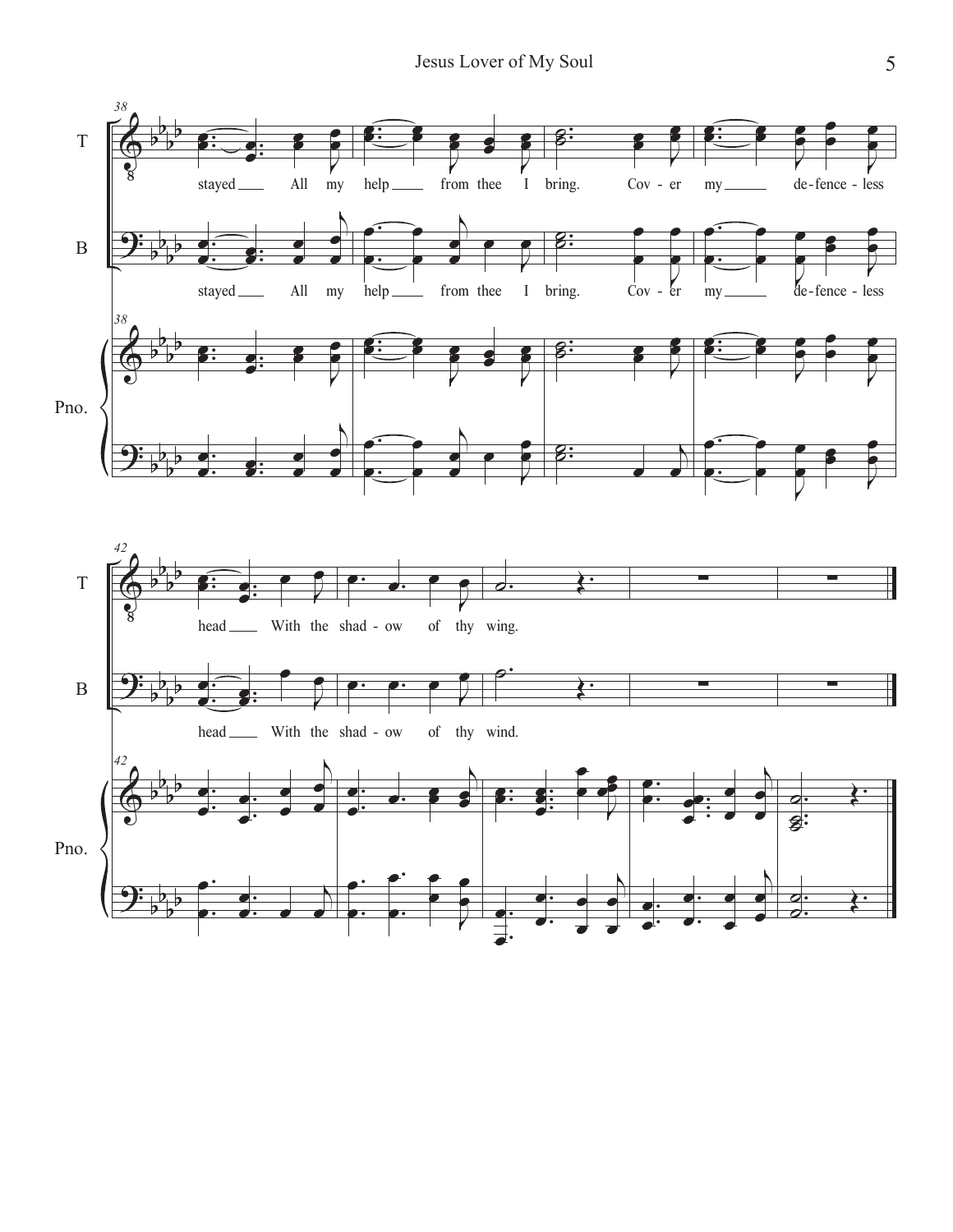T

B

Pno.

stayed All my help from thee I bring. Cov - er my de-fence - less

stayed All my help from thee I bring. Cov - er my de-fence - less

head With the shad - ow of thy wing.

head With the shad - ow of thy wind.